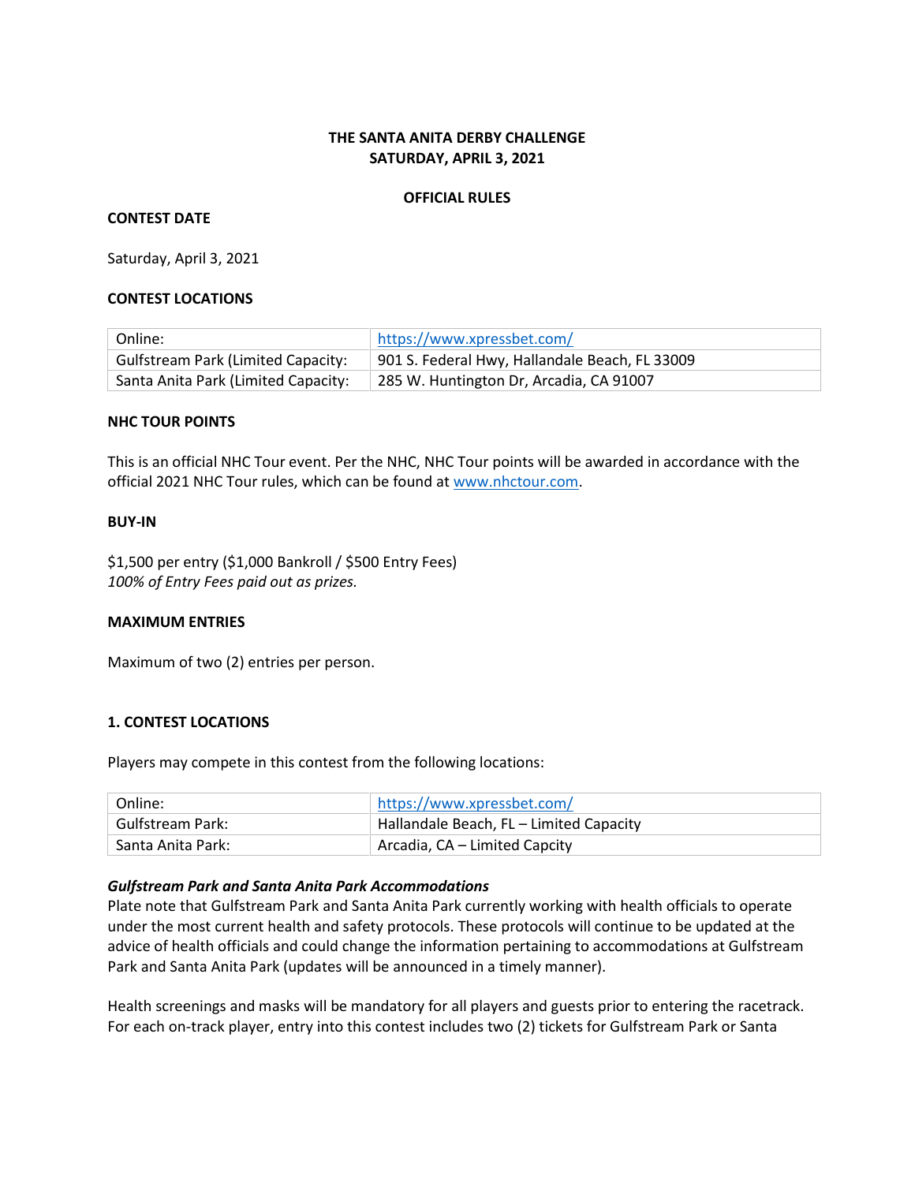**THE SANTA ANITA DERBY CHALLENGE**
**SATURDAY, APRIL 3, 2021**

**OFFICIAL RULES**

**CONTEST DATE**

Saturday, April 3, 2021

**CONTEST LOCATIONS**

| Online: | https://www.xpressbet.com/ |
|---|---|
| Gulfstream Park (Limited Capacity: | 901 S. Federal Hwy, Hallandale Beach, FL 33009 |
| Santa Anita Park (Limited Capacity: | 285 W. Huntington Dr, Arcadia, CA 91007 |

**NHC TOUR POINTS**

This is an official NHC Tour event. Per the NHC, NHC Tour points will be awarded in accordance with the official 2021 NHC Tour rules, which can be found at www.nhctour.com.

**BUY-IN**

$1,500 per entry ($1,000 Bankroll / $500 Entry Fees)
*100% of Entry Fees paid out as prizes.*

**MAXIMUM ENTRIES**

Maximum of two (2) entries per person.

**1. CONTEST LOCATIONS**

Players may compete in this contest from the following locations:

| Online: | https://www.xpressbet.com/ |
|---|---|
| Gulfstream Park: | Hallandale Beach, FL – Limited Capacity |
| Santa Anita Park: | Arcadia, CA – Limited Capcity |

***Gulfstream Park and Santa Anita Park Accommodations***
Plate note that Gulfstream Park and Santa Anita Park currently working with health officials to operate under the most current health and safety protocols. These protocols will continue to be updated at the advice of health officials and could change the information pertaining to accommodations at Gulfstream Park and Santa Anita Park (updates will be announced in a timely manner).

Health screenings and masks will be mandatory for all players and guests prior to entering the racetrack. For each on-track player, entry into this contest includes two (2) tickets for Gulfstream Park or Santa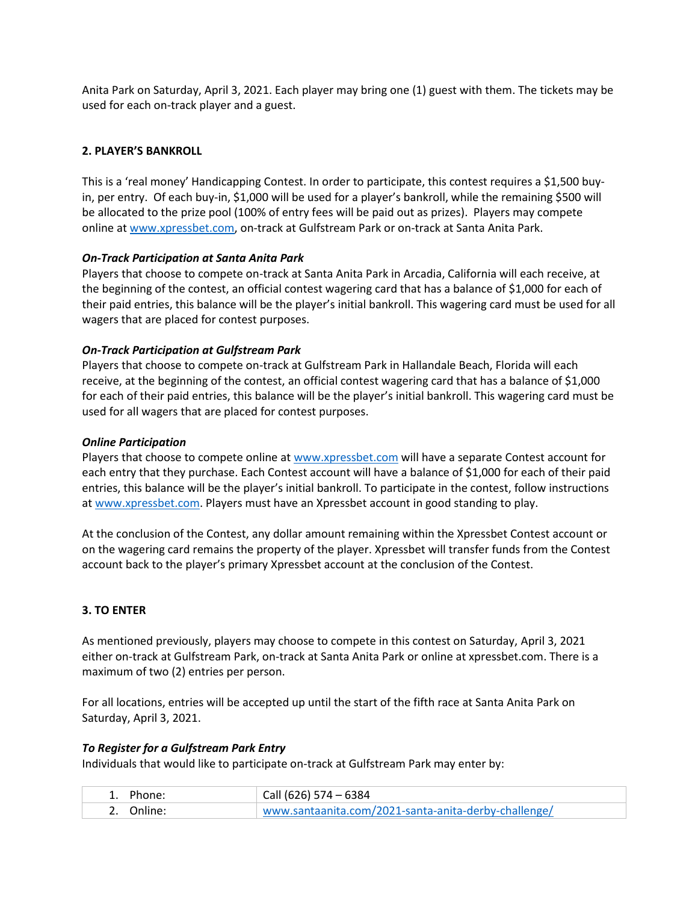Anita Park on Saturday, April 3, 2021. Each player may bring one (1) guest with them. The tickets may be used for each on-track player and a guest.

## 2. PLAYER'S BANKROLL

This is a 'real money' Handicapping Contest. In order to participate, this contest requires a $1,500 buy-in, per entry. Of each buy-in, $1,000 will be used for a player's bankroll, while the remaining $500 will be allocated to the prize pool (100% of entry fees will be paid out as prizes). Players may compete online at www.xpressbet.com, on-track at Gulfstream Park or on-track at Santa Anita Park.

***On-Track Participation at Santa Anita Park***

Players that choose to compete on-track at Santa Anita Park in Arcadia, California will each receive, at the beginning of the contest, an official contest wagering card that has a balance of $1,000 for each of their paid entries, this balance will be the player's initial bankroll. This wagering card must be used for all wagers that are placed for contest purposes.

***On-Track Participation at Gulfstream Park***

Players that choose to compete on-track at Gulfstream Park in Hallandale Beach, Florida will each receive, at the beginning of the contest, an official contest wagering card that has a balance of $1,000 for each of their paid entries, this balance will be the player's initial bankroll. This wagering card must be used for all wagers that are placed for contest purposes.

***Online Participation***

Players that choose to compete online at www.xpressbet.com will have a separate Contest account for each entry that they purchase. Each Contest account will have a balance of $1,000 for each of their paid entries, this balance will be the player's initial bankroll. To participate in the contest, follow instructions at www.xpressbet.com. Players must have an Xpressbet account in good standing to play.

At the conclusion of the Contest, any dollar amount remaining within the Xpressbet Contest account or on the wagering card remains the property of the player. Xpressbet will transfer funds from the Contest account back to the player's primary Xpressbet account at the conclusion of the Contest.

## 3. TO ENTER

As mentioned previously, players may choose to compete in this contest on Saturday, April 3, 2021 either on-track at Gulfstream Park, on-track at Santa Anita Park or online at xpressbet.com. There is a maximum of two (2) entries per person.

For all locations, entries will be accepted up until the start of the fifth race at Santa Anita Park on Saturday, April 3, 2021.

***To Register for a Gulfstream Park Entry***

Individuals that would like to participate on-track at Gulfstream Park may enter by:

| | |
|---|---|
| 1. Phone: | Call (626) 574 – 6384 |
| 2. Online: | www.santaanita.com/2021-santa-anita-derby-challenge/ |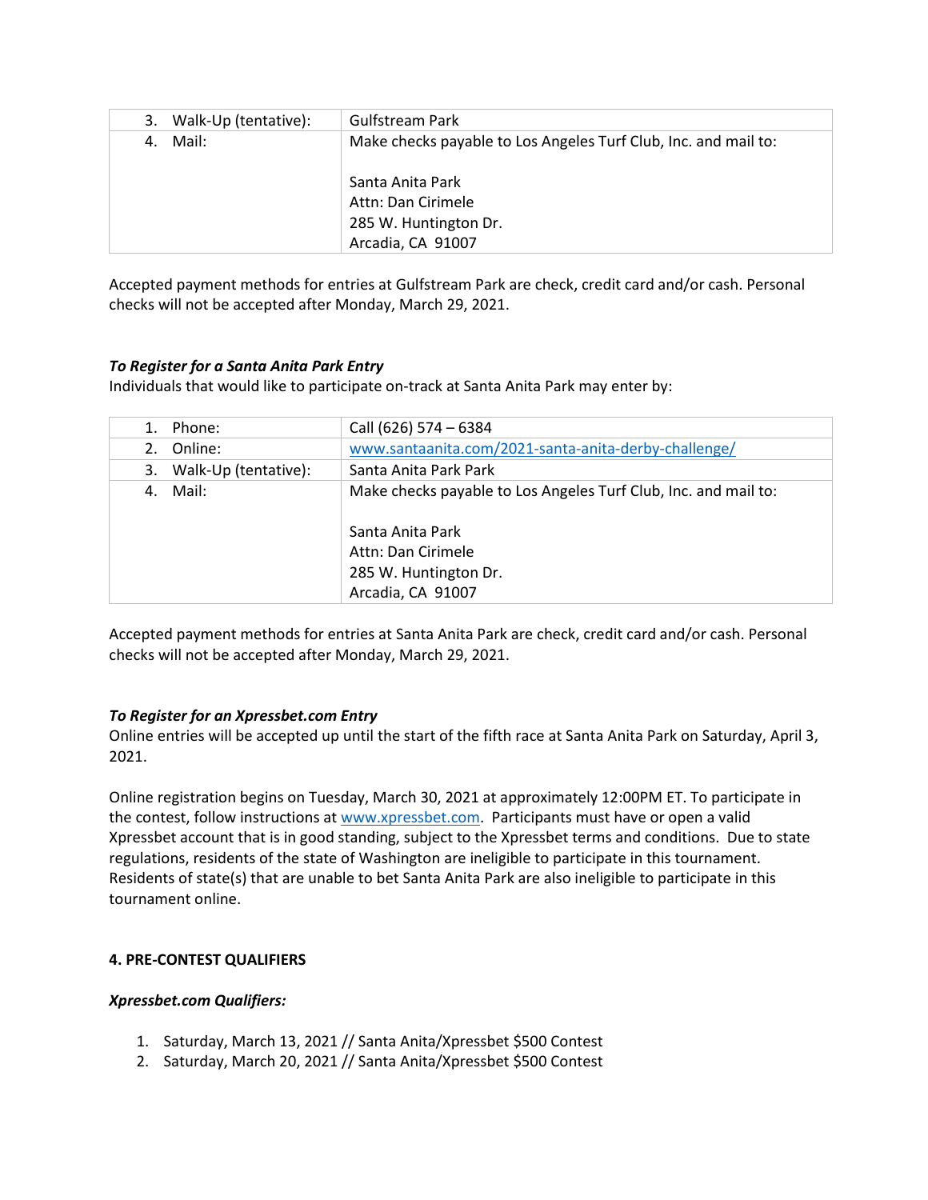| 3. Walk-Up (tentative): | Gulfstream Park |
|---|---|
| 4. Mail: | Make checks payable to Los Angeles Turf Club, Inc. and mail to:<br><br>Santa Anita Park<br>Attn: Dan Cirimele<br>285 W. Huntington Dr.<br>Arcadia, CA 91007 |

Accepted payment methods for entries at Gulfstream Park are check, credit card and/or cash. Personal checks will not be accepted after Monday, March 29, 2021.

***To Register for a Santa Anita Park Entry***

Individuals that would like to participate on-track at Santa Anita Park may enter by:

| 1. Phone: | Call (626) 574 – 6384 |
|---|---|
| 2. Online: | www.santaanita.com/2021-santa-anita-derby-challenge/ |
| 3. Walk-Up (tentative): | Santa Anita Park Park |
| 4. Mail: | Make checks payable to Los Angeles Turf Club, Inc. and mail to:<br><br>Santa Anita Park<br>Attn: Dan Cirimele<br>285 W. Huntington Dr.<br>Arcadia, CA 91007 |

Accepted payment methods for entries at Santa Anita Park are check, credit card and/or cash. Personal checks will not be accepted after Monday, March 29, 2021.

***To Register for an Xpressbet.com Entry***

Online entries will be accepted up until the start of the fifth race at Santa Anita Park on Saturday, April 3, 2021.

Online registration begins on Tuesday, March 30, 2021 at approximately 12:00PM ET. To participate in the contest, follow instructions at www.xpressbet.com. Participants must have or open a valid Xpressbet account that is in good standing, subject to the Xpressbet terms and conditions. Due to state regulations, residents of the state of Washington are ineligible to participate in this tournament. Residents of state(s) that are unable to bet Santa Anita Park are also ineligible to participate in this tournament online.

**4. PRE-CONTEST QUALIFIERS**

***Xpressbet.com Qualifiers:***

1. Saturday, March 13, 2021 // Santa Anita/Xpressbet $500 Contest
2. Saturday, March 20, 2021 // Santa Anita/Xpressbet $500 Contest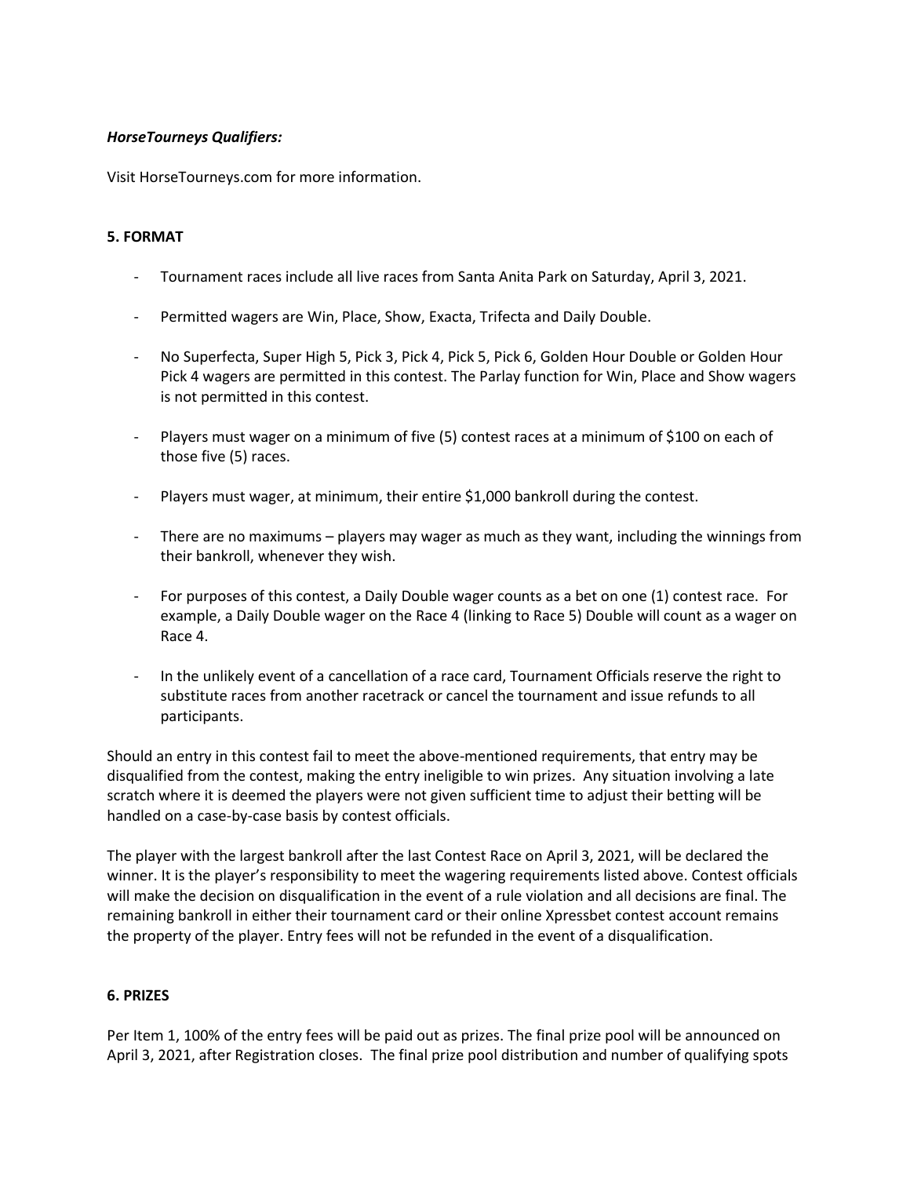***HorseTourneys Qualifiers:***

Visit HorseTourneys.com for more information.

**5. FORMAT**

- Tournament races include all live races from Santa Anita Park on Saturday, April 3, 2021.
- Permitted wagers are Win, Place, Show, Exacta, Trifecta and Daily Double.
- No Superfecta, Super High 5, Pick 3, Pick 4, Pick 5, Pick 6, Golden Hour Double or Golden Hour Pick 4 wagers are permitted in this contest. The Parlay function for Win, Place and Show wagers is not permitted in this contest.
- Players must wager on a minimum of five (5) contest races at a minimum of $100 on each of those five (5) races.
- Players must wager, at minimum, their entire $1,000 bankroll during the contest.
- There are no maximums – players may wager as much as they want, including the winnings from their bankroll, whenever they wish.
- For purposes of this contest, a Daily Double wager counts as a bet on one (1) contest race. For example, a Daily Double wager on the Race 4 (linking to Race 5) Double will count as a wager on Race 4.
- In the unlikely event of a cancellation of a race card, Tournament Officials reserve the right to substitute races from another racetrack or cancel the tournament and issue refunds to all participants.

Should an entry in this contest fail to meet the above-mentioned requirements, that entry may be disqualified from the contest, making the entry ineligible to win prizes. Any situation involving a late scratch where it is deemed the players were not given sufficient time to adjust their betting will be handled on a case-by-case basis by contest officials.

The player with the largest bankroll after the last Contest Race on April 3, 2021, will be declared the winner. It is the player's responsibility to meet the wagering requirements listed above. Contest officials will make the decision on disqualification in the event of a rule violation and all decisions are final. The remaining bankroll in either their tournament card or their online Xpressbet contest account remains the property of the player. Entry fees will not be refunded in the event of a disqualification.

**6. PRIZES**

Per Item 1, 100% of the entry fees will be paid out as prizes. The final prize pool will be announced on April 3, 2021, after Registration closes. The final prize pool distribution and number of qualifying spots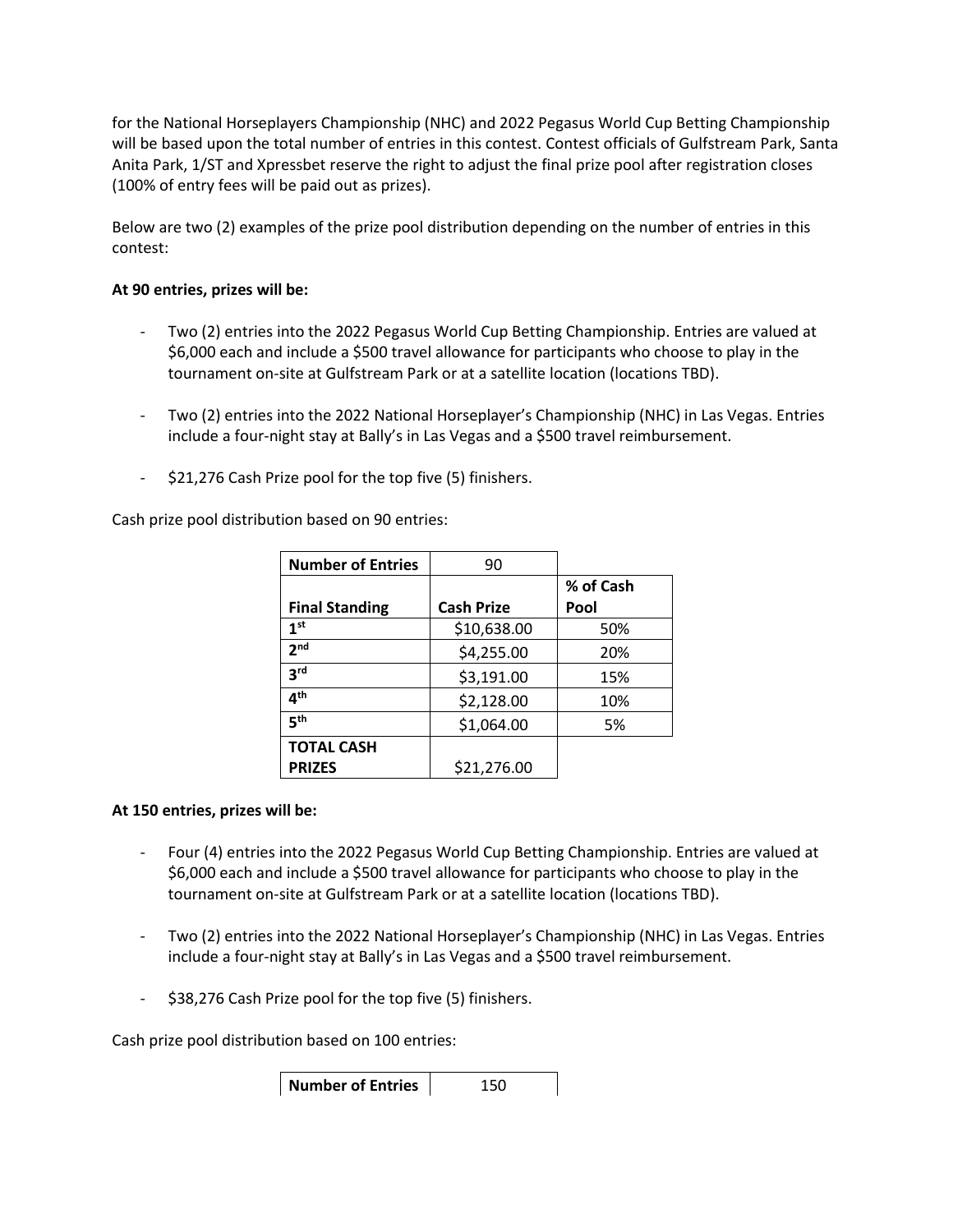for the National Horseplayers Championship (NHC) and 2022 Pegasus World Cup Betting Championship will be based upon the total number of entries in this contest. Contest officials of Gulfstream Park, Santa Anita Park, 1/ST and Xpressbet reserve the right to adjust the final prize pool after registration closes (100% of entry fees will be paid out as prizes).

Below are two (2) examples of the prize pool distribution depending on the number of entries in this contest:

**At 90 entries, prizes will be:**

- Two (2) entries into the 2022 Pegasus World Cup Betting Championship. Entries are valued at $6,000 each and include a $500 travel allowance for participants who choose to play in the tournament on-site at Gulfstream Park or at a satellite location (locations TBD).

- Two (2) entries into the 2022 National Horseplayer's Championship (NHC) in Las Vegas. Entries include a four-night stay at Bally's in Las Vegas and a $500 travel reimbursement.

- $21,276 Cash Prize pool for the top five (5) finishers.

Cash prize pool distribution based on 90 entries:

| **Number of Entries** | 90 | |
|---|---|---|
| **Final Standing** | **Cash Prize** | **% of Cash Pool** |
| **1st** | $10,638.00 | 50% |
| **2nd** | $4,255.00 | 20% |
| **3rd** | $3,191.00 | 15% |
| **4th** | $2,128.00 | 10% |
| **5th** | $1,064.00 | 5% |
| **TOTAL CASH PRIZES** | $21,276.00 | |

**At 150 entries, prizes will be:**

- Four (4) entries into the 2022 Pegasus World Cup Betting Championship. Entries are valued at $6,000 each and include a $500 travel allowance for participants who choose to play in the tournament on-site at Gulfstream Park or at a satellite location (locations TBD).

- Two (2) entries into the 2022 National Horseplayer's Championship (NHC) in Las Vegas. Entries include a four-night stay at Bally's in Las Vegas and a $500 travel reimbursement.

- $38,276 Cash Prize pool for the top five (5) finishers.

Cash prize pool distribution based on 100 entries:

| **Number of Entries** | 150 |
|---|---|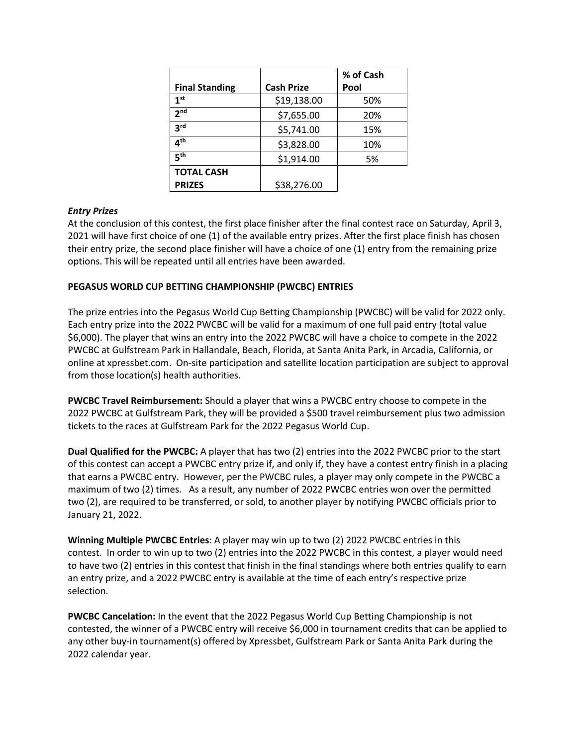| Final Standing | Cash Prize | % of Cash Pool |
|---|---|---|
| 1st | $19,138.00 | 50% |
| 2nd | $7,655.00 | 20% |
| 3rd | $5,741.00 | 15% |
| 4th | $3,828.00 | 10% |
| 5th | $1,914.00 | 5% |
| TOTAL CASH PRIZES | $38,276.00 | |

***Entry Prizes***

At the conclusion of this contest, the first place finisher after the final contest race on Saturday, April 3, 2021 will have first choice of one (1) of the available entry prizes. After the first place finish has chosen their entry prize, the second place finisher will have a choice of one (1) entry from the remaining prize options. This will be repeated until all entries have been awarded.

**PEGASUS WORLD CUP BETTING CHAMPIONSHIP (PWCBC) ENTRIES**

The prize entries into the Pegasus World Cup Betting Championship (PWCBC) will be valid for 2022 only. Each entry prize into the 2022 PWCBC will be valid for a maximum of one full paid entry (total value $6,000). The player that wins an entry into the 2022 PWCBC will have a choice to compete in the 2022 PWCBC at Gulfstream Park in Hallandale, Beach, Florida, at Santa Anita Park, in Arcadia, California, or online at xpressbet.com. On-site participation and satellite location participation are subject to approval from those location(s) health authorities.

**PWCBC Travel Reimbursement:** Should a player that wins a PWCBC entry choose to compete in the 2022 PWCBC at Gulfstream Park, they will be provided a $500 travel reimbursement plus two admission tickets to the races at Gulfstream Park for the 2022 Pegasus World Cup.

**Dual Qualified for the PWCBC:** A player that has two (2) entries into the 2022 PWCBC prior to the start of this contest can accept a PWCBC entry prize if, and only if, they have a contest entry finish in a placing that earns a PWCBC entry. However, per the PWCBC rules, a player may only compete in the PWCBC a maximum of two (2) times. As a result, any number of 2022 PWCBC entries won over the permitted two (2), are required to be transferred, or sold, to another player by notifying PWCBC officials prior to January 21, 2022.

**Winning Multiple PWCBC Entries**: A player may win up to two (2) 2022 PWCBC entries in this contest. In order to win up to two (2) entries into the 2022 PWCBC in this contest, a player would need to have two (2) entries in this contest that finish in the final standings where both entries qualify to earn an entry prize, and a 2022 PWCBC entry is available at the time of each entry's respective prize selection.

**PWCBC Cancelation:** In the event that the 2022 Pegasus World Cup Betting Championship is not contested, the winner of a PWCBC entry will receive $6,000 in tournament credits that can be applied to any other buy-in tournament(s) offered by Xpressbet, Gulfstream Park or Santa Anita Park during the 2022 calendar year.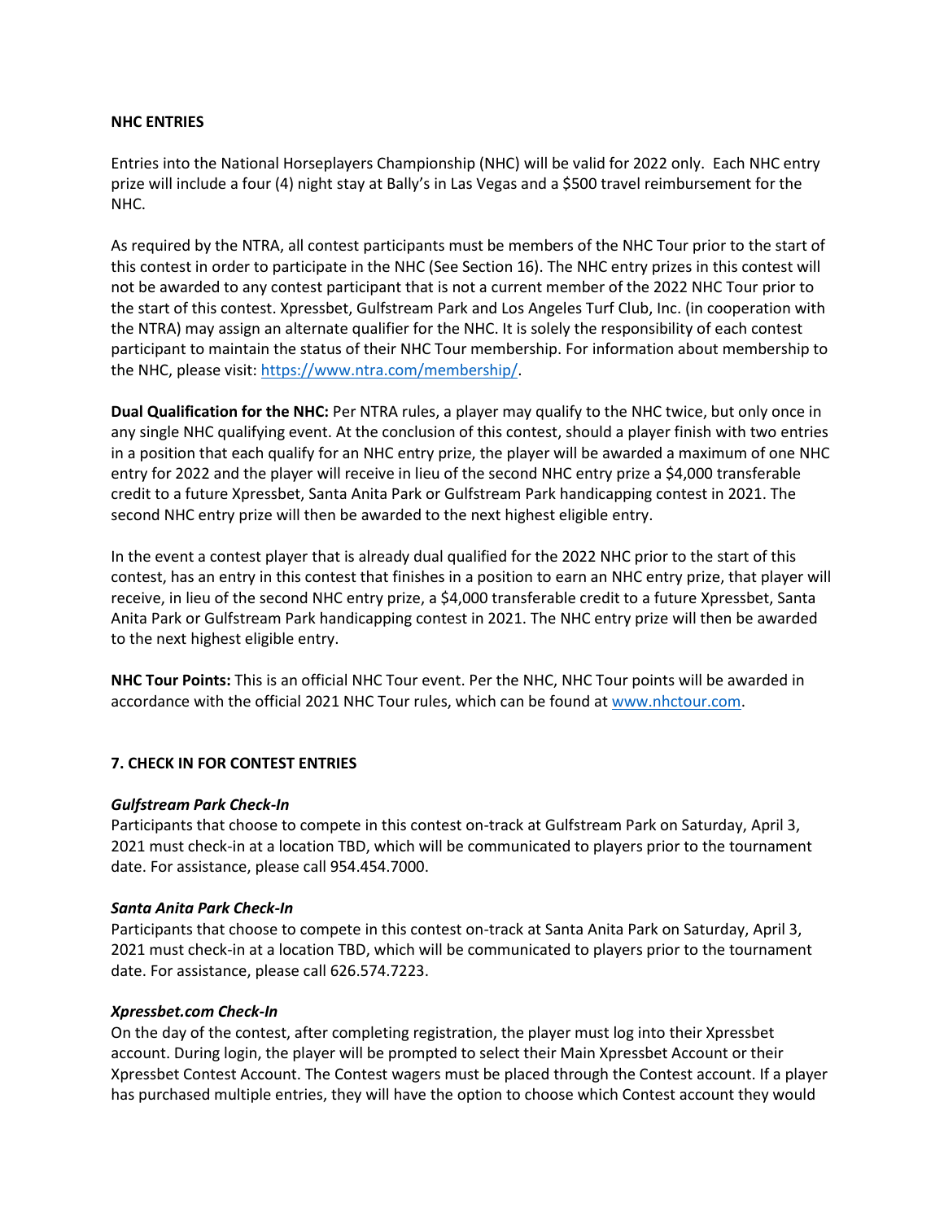**NHC ENTRIES**

Entries into the National Horseplayers Championship (NHC) will be valid for 2022 only. Each NHC entry prize will include a four (4) night stay at Bally's in Las Vegas and a $500 travel reimbursement for the NHC.

As required by the NTRA, all contest participants must be members of the NHC Tour prior to the start of this contest in order to participate in the NHC (See Section 16). The NHC entry prizes in this contest will not be awarded to any contest participant that is not a current member of the 2022 NHC Tour prior to the start of this contest. Xpressbet, Gulfstream Park and Los Angeles Turf Club, Inc. (in cooperation with the NTRA) may assign an alternate qualifier for the NHC. It is solely the responsibility of each contest participant to maintain the status of their NHC Tour membership. For information about membership to the NHC, please visit: [https://www.ntra.com/membership/](https://www.ntra.com/membership/).

**Dual Qualification for the NHC:** Per NTRA rules, a player may qualify to the NHC twice, but only once in any single NHC qualifying event. At the conclusion of this contest, should a player finish with two entries in a position that each qualify for an NHC entry prize, the player will be awarded a maximum of one NHC entry for 2022 and the player will receive in lieu of the second NHC entry prize a $4,000 transferable credit to a future Xpressbet, Santa Anita Park or Gulfstream Park handicapping contest in 2021. The second NHC entry prize will then be awarded to the next highest eligible entry.

In the event a contest player that is already dual qualified for the 2022 NHC prior to the start of this contest, has an entry in this contest that finishes in a position to earn an NHC entry prize, that player will receive, in lieu of the second NHC entry prize, a $4,000 transferable credit to a future Xpressbet, Santa Anita Park or Gulfstream Park handicapping contest in 2021. The NHC entry prize will then be awarded to the next highest eligible entry.

**NHC Tour Points:** This is an official NHC Tour event. Per the NHC, NHC Tour points will be awarded in accordance with the official 2021 NHC Tour rules, which can be found at [www.nhctour.com](http://www.nhctour.com).

## 7. CHECK IN FOR CONTEST ENTRIES

### *Gulfstream Park Check-In*

Participants that choose to compete in this contest on-track at Gulfstream Park on Saturday, April 3, 2021 must check-in at a location TBD, which will be communicated to players prior to the tournament date. For assistance, please call 954.454.7000.

### *Santa Anita Park Check-In*

Participants that choose to compete in this contest on-track at Santa Anita Park on Saturday, April 3, 2021 must check-in at a location TBD, which will be communicated to players prior to the tournament date. For assistance, please call 626.574.7223.

### *Xpressbet.com Check-In*

On the day of the contest, after completing registration, the player must log into their Xpressbet account. During login, the player will be prompted to select their Main Xpressbet Account or their Xpressbet Contest Account. The Contest wagers must be placed through the Contest account. If a player has purchased multiple entries, they will have the option to choose which Contest account they would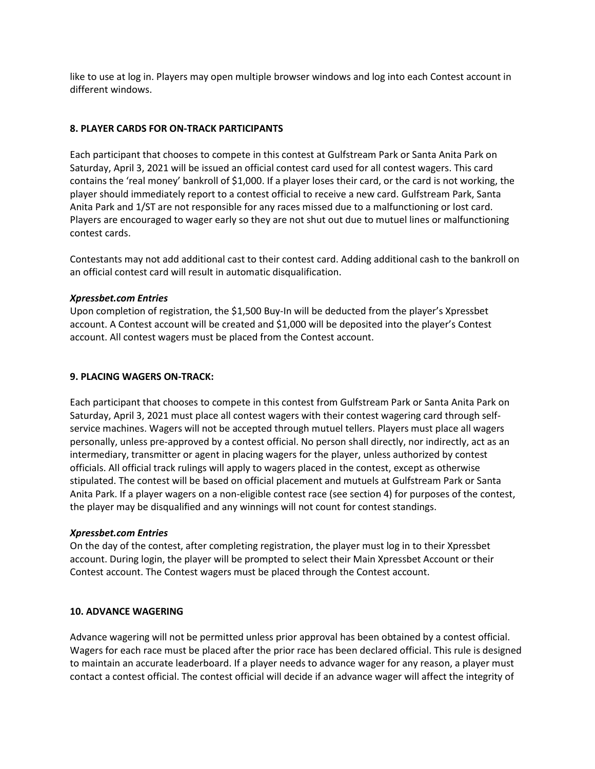like to use at log in. Players may open multiple browser windows and log into each Contest account in different windows.

## 8. PLAYER CARDS FOR ON-TRACK PARTICIPANTS

Each participant that chooses to compete in this contest at Gulfstream Park or Santa Anita Park on Saturday, April 3, 2021 will be issued an official contest card used for all contest wagers. This card contains the 'real money' bankroll of $1,000. If a player loses their card, or the card is not working, the player should immediately report to a contest official to receive a new card. Gulfstream Park, Santa Anita Park and 1/ST are not responsible for any races missed due to a malfunctioning or lost card. Players are encouraged to wager early so they are not shut out due to mutuel lines or malfunctioning contest cards.

Contestants may not add additional cast to their contest card. Adding additional cash to the bankroll on an official contest card will result in automatic disqualification.

***Xpressbet.com Entries***
Upon completion of registration, the $1,500 Buy-In will be deducted from the player's Xpressbet account. A Contest account will be created and $1,000 will be deposited into the player's Contest account. All contest wagers must be placed from the Contest account.

## 9. PLACING WAGERS ON-TRACK:

Each participant that chooses to compete in this contest from Gulfstream Park or Santa Anita Park on Saturday, April 3, 2021 must place all contest wagers with their contest wagering card through self-service machines. Wagers will not be accepted through mutuel tellers. Players must place all wagers personally, unless pre-approved by a contest official. No person shall directly, nor indirectly, act as an intermediary, transmitter or agent in placing wagers for the player, unless authorized by contest officials. All official track rulings will apply to wagers placed in the contest, except as otherwise stipulated. The contest will be based on official placement and mutuels at Gulfstream Park or Santa Anita Park. If a player wagers on a non-eligible contest race (see section 4) for purposes of the contest, the player may be disqualified and any winnings will not count for contest standings.

***Xpressbet.com Entries***
On the day of the contest, after completing registration, the player must log in to their Xpressbet account. During login, the player will be prompted to select their Main Xpressbet Account or their Contest account. The Contest wagers must be placed through the Contest account.

## 10. ADVANCE WAGERING

Advance wagering will not be permitted unless prior approval has been obtained by a contest official. Wagers for each race must be placed after the prior race has been declared official. This rule is designed to maintain an accurate leaderboard. If a player needs to advance wager for any reason, a player must contact a contest official. The contest official will decide if an advance wager will affect the integrity of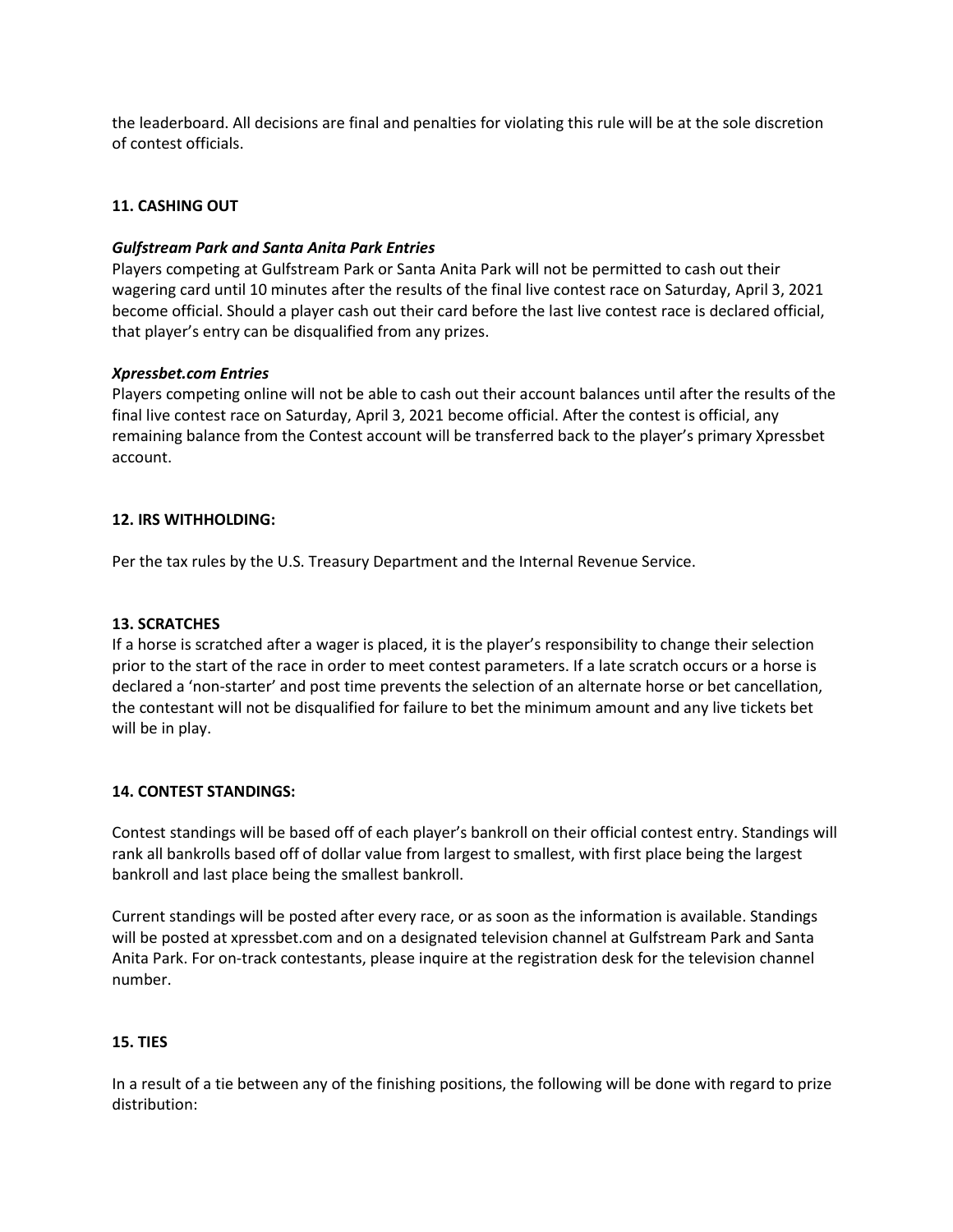the leaderboard. All decisions are final and penalties for violating this rule will be at the sole discretion of contest officials.

## 11. CASHING OUT

***Gulfstream Park and Santa Anita Park Entries***

Players competing at Gulfstream Park or Santa Anita Park will not be permitted to cash out their wagering card until 10 minutes after the results of the final live contest race on Saturday, April 3, 2021 become official. Should a player cash out their card before the last live contest race is declared official, that player's entry can be disqualified from any prizes.

***Xpressbet.com Entries***

Players competing online will not be able to cash out their account balances until after the results of the final live contest race on Saturday, April 3, 2021 become official. After the contest is official, any remaining balance from the Contest account will be transferred back to the player's primary Xpressbet account.

## 12. IRS WITHHOLDING:

Per the tax rules by the U.S. Treasury Department and the Internal Revenue Service.

## 13. SCRATCHES

If a horse is scratched after a wager is placed, it is the player's responsibility to change their selection prior to the start of the race in order to meet contest parameters. If a late scratch occurs or a horse is declared a 'non-starter' and post time prevents the selection of an alternate horse or bet cancellation, the contestant will not be disqualified for failure to bet the minimum amount and any live tickets bet will be in play.

## 14. CONTEST STANDINGS:

Contest standings will be based off of each player's bankroll on their official contest entry. Standings will rank all bankrolls based off of dollar value from largest to smallest, with first place being the largest bankroll and last place being the smallest bankroll.

Current standings will be posted after every race, or as soon as the information is available. Standings will be posted at xpressbet.com and on a designated television channel at Gulfstream Park and Santa Anita Park. For on-track contestants, please inquire at the registration desk for the television channel number.

## 15. TIES

In a result of a tie between any of the finishing positions, the following will be done with regard to prize distribution: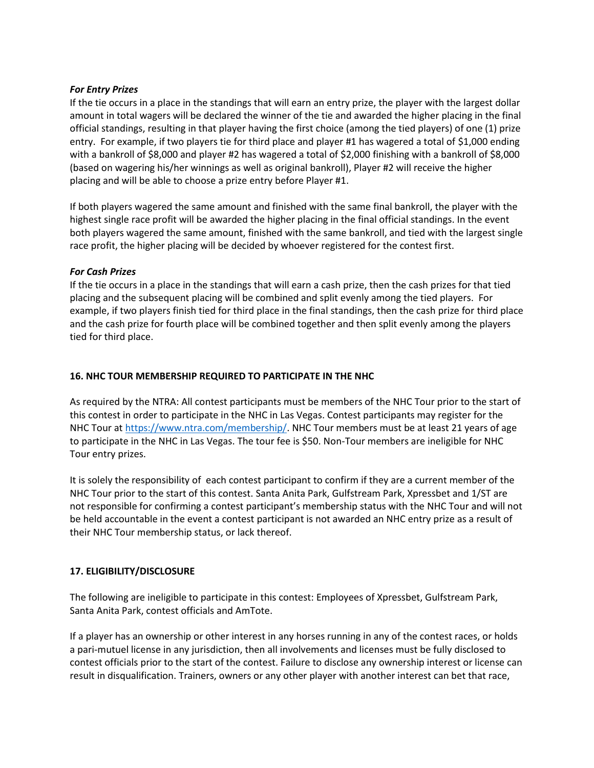***For Entry Prizes***

If the tie occurs in a place in the standings that will earn an entry prize, the player with the largest dollar amount in total wagers will be declared the winner of the tie and awarded the higher placing in the final official standings, resulting in that player having the first choice (among the tied players) of one (1) prize entry. For example, if two players tie for third place and player #1 has wagered a total of $1,000 ending with a bankroll of $8,000 and player #2 has wagered a total of $2,000 finishing with a bankroll of $8,000 (based on wagering his/her winnings as well as original bankroll), Player #2 will receive the higher placing and will be able to choose a prize entry before Player #1.

If both players wagered the same amount and finished with the same final bankroll, the player with the highest single race profit will be awarded the higher placing in the final official standings. In the event both players wagered the same amount, finished with the same bankroll, and tied with the largest single race profit, the higher placing will be decided by whoever registered for the contest first.

***For Cash Prizes***

If the tie occurs in a place in the standings that will earn a cash prize, then the cash prizes for that tied placing and the subsequent placing will be combined and split evenly among the tied players. For example, if two players finish tied for third place in the final standings, then the cash prize for third place and the cash prize for fourth place will be combined together and then split evenly among the players tied for third place.

## 16. NHC TOUR MEMBERSHIP REQUIRED TO PARTICIPATE IN THE NHC

As required by the NTRA: All contest participants must be members of the NHC Tour prior to the start of this contest in order to participate in the NHC in Las Vegas. Contest participants may register for the NHC Tour at https://www.ntra.com/membership/. NHC Tour members must be at least 21 years of age to participate in the NHC in Las Vegas. The tour fee is $50. Non-Tour members are ineligible for NHC Tour entry prizes.

It is solely the responsibility of each contest participant to confirm if they are a current member of the NHC Tour prior to the start of this contest. Santa Anita Park, Gulfstream Park, Xpressbet and 1/ST are not responsible for confirming a contest participant's membership status with the NHC Tour and will not be held accountable in the event a contest participant is not awarded an NHC entry prize as a result of their NHC Tour membership status, or lack thereof.

## 17. ELIGIBILITY/DISCLOSURE

The following are ineligible to participate in this contest: Employees of Xpressbet, Gulfstream Park, Santa Anita Park, contest officials and AmTote.

If a player has an ownership or other interest in any horses running in any of the contest races, or holds a pari-mutuel license in any jurisdiction, then all involvements and licenses must be fully disclosed to contest officials prior to the start of the contest. Failure to disclose any ownership interest or license can result in disqualification. Trainers, owners or any other player with another interest can bet that race,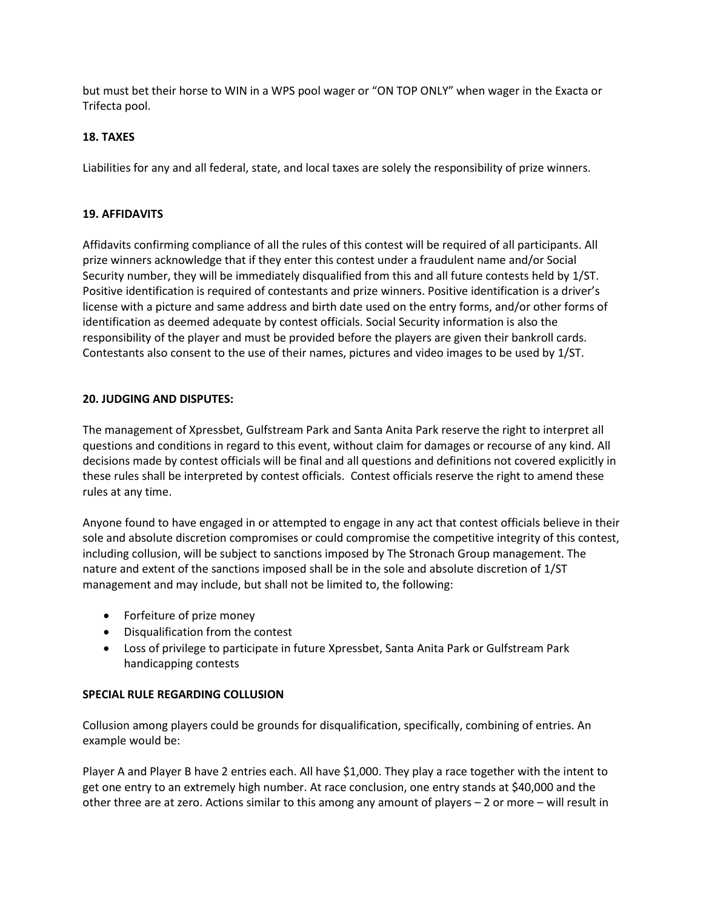but must bet their horse to WIN in a WPS pool wager or "ON TOP ONLY" when wager in the Exacta or Trifecta pool.

**18. TAXES**

Liabilities for any and all federal, state, and local taxes are solely the responsibility of prize winners.

**19. AFFIDAVITS**

Affidavits confirming compliance of all the rules of this contest will be required of all participants. All prize winners acknowledge that if they enter this contest under a fraudulent name and/or Social Security number, they will be immediately disqualified from this and all future contests held by 1/ST. Positive identification is required of contestants and prize winners. Positive identification is a driver's license with a picture and same address and birth date used on the entry forms, and/or other forms of identification as deemed adequate by contest officials. Social Security information is also the responsibility of the player and must be provided before the players are given their bankroll cards. Contestants also consent to the use of their names, pictures and video images to be used by 1/ST.

**20. JUDGING AND DISPUTES:**

The management of Xpressbet, Gulfstream Park and Santa Anita Park reserve the right to interpret all questions and conditions in regard to this event, without claim for damages or recourse of any kind. All decisions made by contest officials will be final and all questions and definitions not covered explicitly in these rules shall be interpreted by contest officials. Contest officials reserve the right to amend these rules at any time.

Anyone found to have engaged in or attempted to engage in any act that contest officials believe in their sole and absolute discretion compromises or could compromise the competitive integrity of this contest, including collusion, will be subject to sanctions imposed by The Stronach Group management. The nature and extent of the sanctions imposed shall be in the sole and absolute discretion of 1/ST management and may include, but shall not be limited to, the following:

- Forfeiture of prize money
- Disqualification from the contest
- Loss of privilege to participate in future Xpressbet, Santa Anita Park or Gulfstream Park handicapping contests

**SPECIAL RULE REGARDING COLLUSION**

Collusion among players could be grounds for disqualification, specifically, combining of entries. An example would be:

Player A and Player B have 2 entries each. All have $1,000. They play a race together with the intent to get one entry to an extremely high number. At race conclusion, one entry stands at $40,000 and the other three are at zero. Actions similar to this among any amount of players – 2 or more – will result in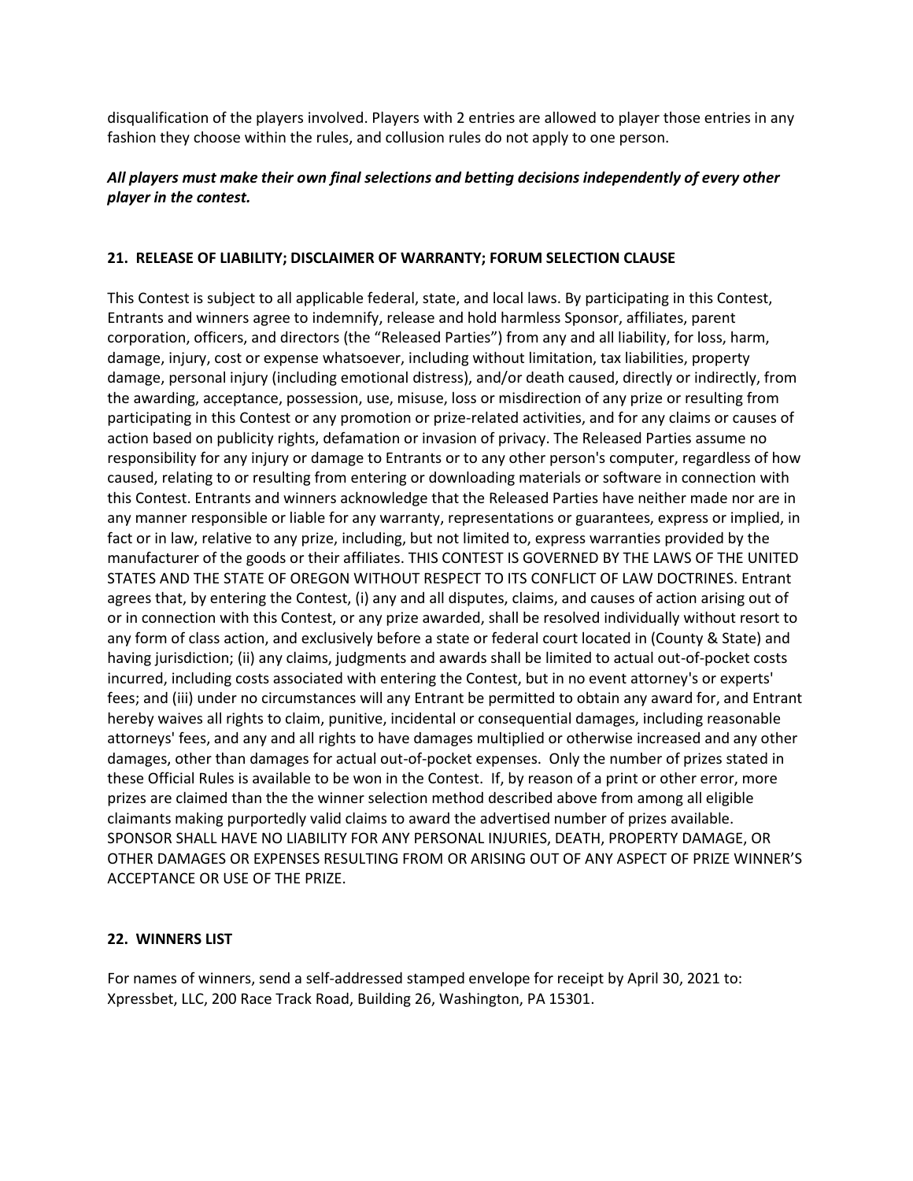disqualification of the players involved. Players with 2 entries are allowed to player those entries in any fashion they choose within the rules, and collusion rules do not apply to one person.

***All players must make their own final selections and betting decisions independently of every other player in the contest.***

**21. RELEASE OF LIABILITY; DISCLAIMER OF WARRANTY; FORUM SELECTION CLAUSE**

This Contest is subject to all applicable federal, state, and local laws. By participating in this Contest, Entrants and winners agree to indemnify, release and hold harmless Sponsor, affiliates, parent corporation, officers, and directors (the "Released Parties") from any and all liability, for loss, harm, damage, injury, cost or expense whatsoever, including without limitation, tax liabilities, property damage, personal injury (including emotional distress), and/or death caused, directly or indirectly, from the awarding, acceptance, possession, use, misuse, loss or misdirection of any prize or resulting from participating in this Contest or any promotion or prize-related activities, and for any claims or causes of action based on publicity rights, defamation or invasion of privacy. The Released Parties assume no responsibility for any injury or damage to Entrants or to any other person's computer, regardless of how caused, relating to or resulting from entering or downloading materials or software in connection with this Contest. Entrants and winners acknowledge that the Released Parties have neither made nor are in any manner responsible or liable for any warranty, representations or guarantees, express or implied, in fact or in law, relative to any prize, including, but not limited to, express warranties provided by the manufacturer of the goods or their affiliates. THIS CONTEST IS GOVERNED BY THE LAWS OF THE UNITED STATES AND THE STATE OF OREGON WITHOUT RESPECT TO ITS CONFLICT OF LAW DOCTRINES. Entrant agrees that, by entering the Contest, (i) any and all disputes, claims, and causes of action arising out of or in connection with this Contest, or any prize awarded, shall be resolved individually without resort to any form of class action, and exclusively before a state or federal court located in (County & State) and having jurisdiction; (ii) any claims, judgments and awards shall be limited to actual out-of-pocket costs incurred, including costs associated with entering the Contest, but in no event attorney's or experts' fees; and (iii) under no circumstances will any Entrant be permitted to obtain any award for, and Entrant hereby waives all rights to claim, punitive, incidental or consequential damages, including reasonable attorneys' fees, and any and all rights to have damages multiplied or otherwise increased and any other damages, other than damages for actual out-of-pocket expenses. Only the number of prizes stated in these Official Rules is available to be won in the Contest. If, by reason of a print or other error, more prizes are claimed than the the winner selection method described above from among all eligible claimants making purportedly valid claims to award the advertised number of prizes available. SPONSOR SHALL HAVE NO LIABILITY FOR ANY PERSONAL INJURIES, DEATH, PROPERTY DAMAGE, OR OTHER DAMAGES OR EXPENSES RESULTING FROM OR ARISING OUT OF ANY ASPECT OF PRIZE WINNER'S ACCEPTANCE OR USE OF THE PRIZE.

**22. WINNERS LIST**

For names of winners, send a self-addressed stamped envelope for receipt by April 30, 2021 to: Xpressbet, LLC, 200 Race Track Road, Building 26, Washington, PA 15301.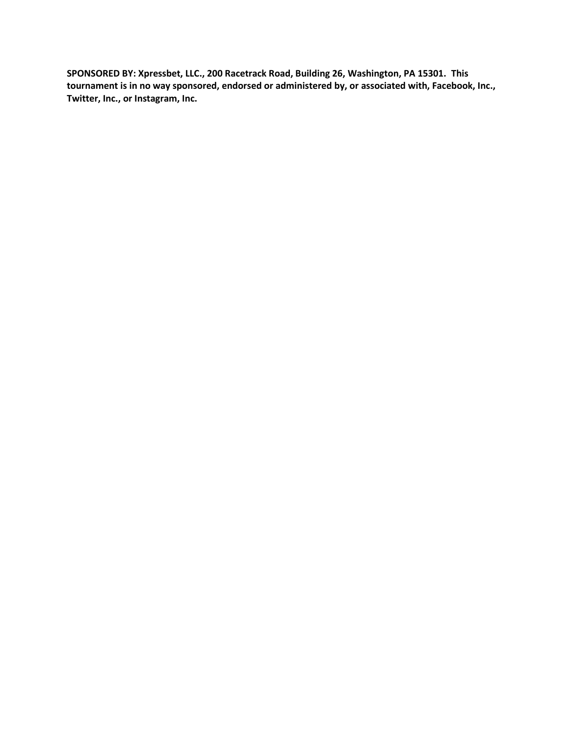**SPONSORED BY: Xpressbet, LLC., 200 Racetrack Road, Building 26, Washington, PA 15301. This tournament is in no way sponsored, endorsed or administered by, or associated with, Facebook, Inc., Twitter, Inc., or Instagram, Inc.**